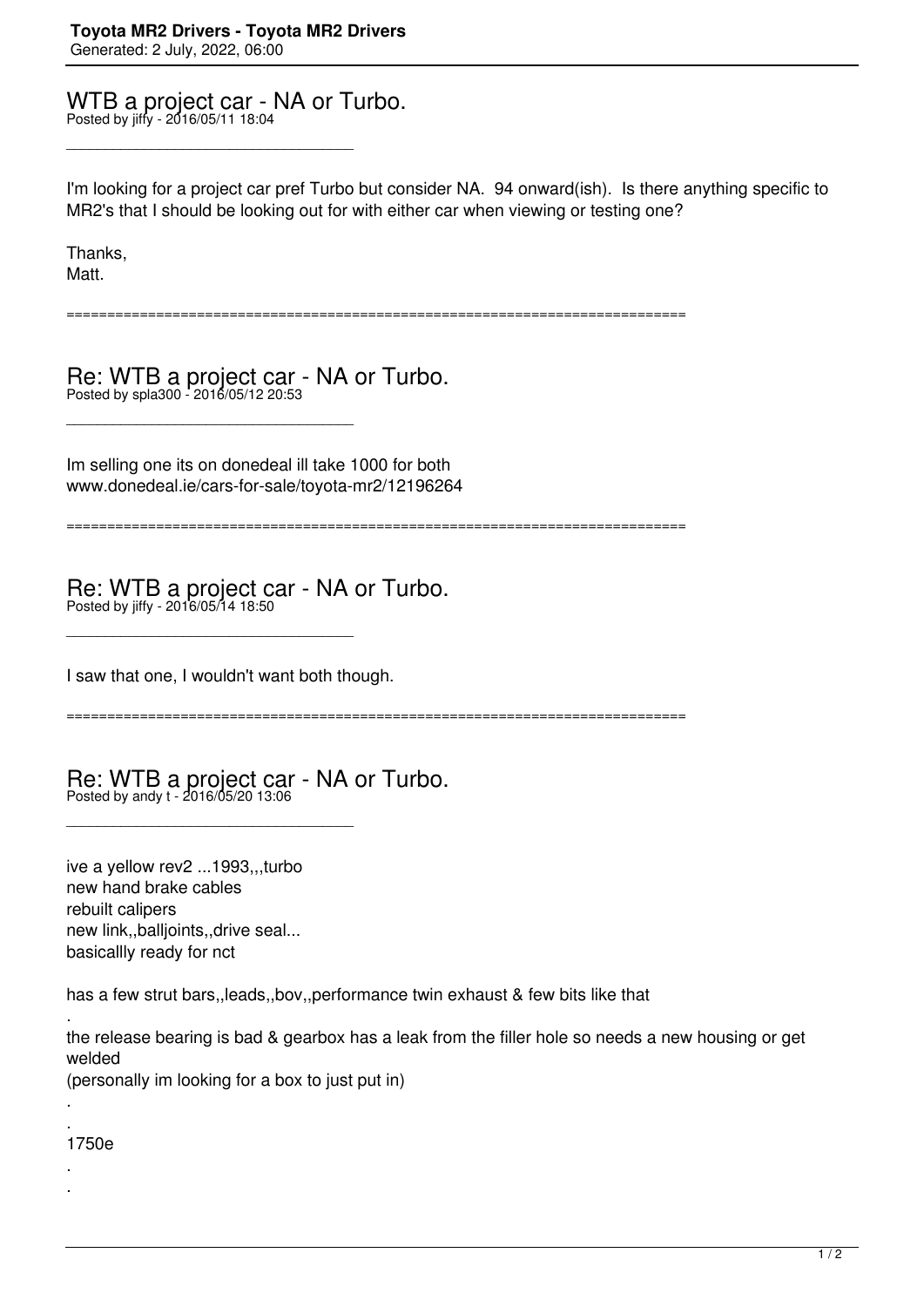# WTB a project car - NA or Turbo.

Posted by jiffy - 2016/05/11 18:04

---

I'm looking for a project car pref Turbo but consider NA. 94 onward(ish). Is there anything specific to MR2's that I should be looking out for with either car when viewing or testing one?

Thanks,
Matt.

============================================================================

# Re: WTB a project car - NA or Turbo.

Posted by spla300 - 2016/05/12 20:53

---

Im selling one its on donedeal ill take 1000 for both
www.donedeal.ie/cars-for-sale/toyota-mr2/12196264

============================================================================

# Re: WTB a project car - NA or Turbo.

Posted by jiffy - 2016/05/14 18:50

---

I saw that one, I wouldn't want both though.

============================================================================

# Re: WTB a project car - NA or Turbo.

Posted by andy t - 2016/05/20 13:06

---

ive a yellow rev2 ...1993,,,turbo
new hand brake cables
rebuilt calipers
new link,,balljoints,,drive seal...
basicallly ready for nct

has a few strut bars,,leads,,bov,,performance twin exhaust & few bits like that

.
the release bearing is bad & gearbox has a leak from the filler hole so needs a new housing or get welded
(personally im looking for a box to just put in)

.
.
1750e
.
.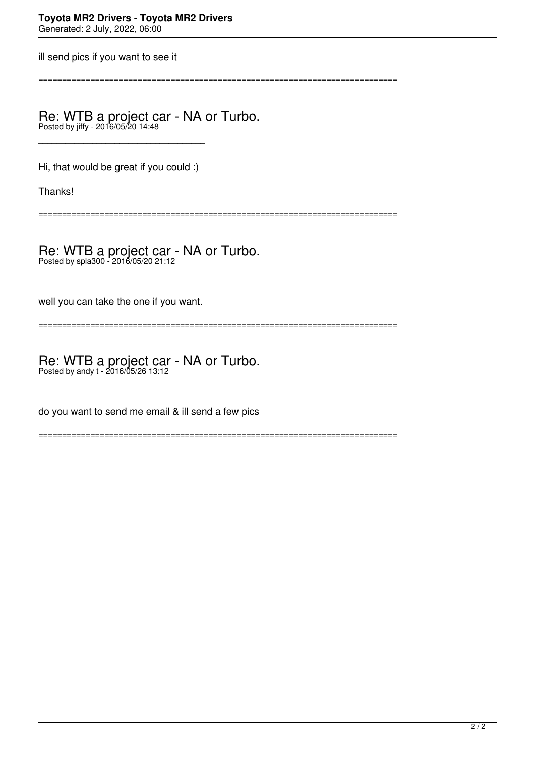ill send pics if you want to see it

============================================================================

## Re: WTB a project car - NA or Turbo.

Posted by jiffy - 2016/05/20 14:48

_____________________________________

Hi, that would be great if you could :)

Thanks!

============================================================================

## Re: WTB a project car - NA or Turbo.

Posted by spla300 - 2016/05/20 21:12

_____________________________________

well you can take the one if you want.

============================================================================

## Re: WTB a project car - NA or Turbo.

Posted by andy t - 2016/05/26 13:12

_____________________________________

do you want to send me email & ill send a few pics

============================================================================